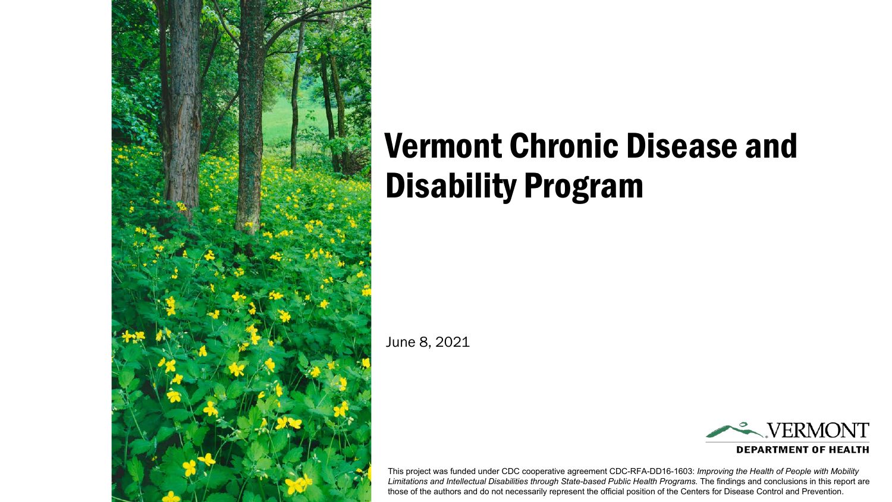# Vermont Chronic Disease and Disability Program

June 8, 2021

VERMONT
DEPARTMENT OF HEALTH

This project was funded under CDC cooperative agreement CDC-RFA-DD16-1603: *Improving the Health of People with Mobility Limitations and Intellectual Disabilities through State-based Public Health Programs.* The findings and conclusions in this report are those of the authors and do not necessarily represent the official position of the Centers for Disease Control and Prevention.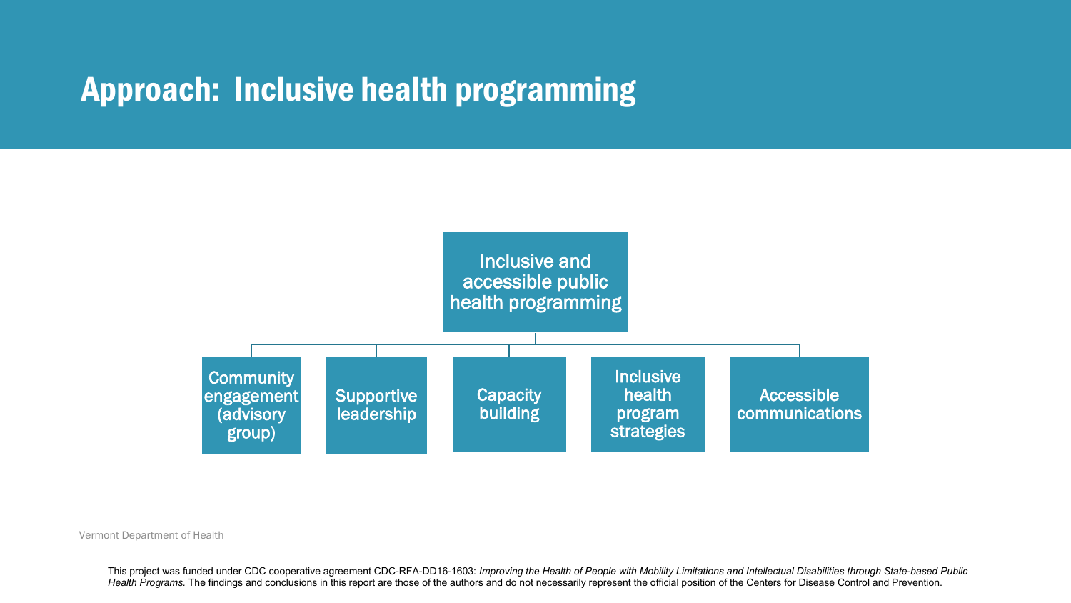# Approach: Inclusive health programming

- Inclusive and accessible public health programming
  - Community engagement (advisory group)
  - Supportive leadership
  - Capacity building
  - Inclusive health program strategies
  - Accessible communications

Vermont Department of Health

This project was funded under CDC cooperative agreement CDC-RFA-DD16-1603: *Improving the Health of People with Mobility Limitations and Intellectual Disabilities through State-based Public Health Programs.* The findings and conclusions in this report are those of the authors and do not necessarily represent the official position of the Centers for Disease Control and Prevention.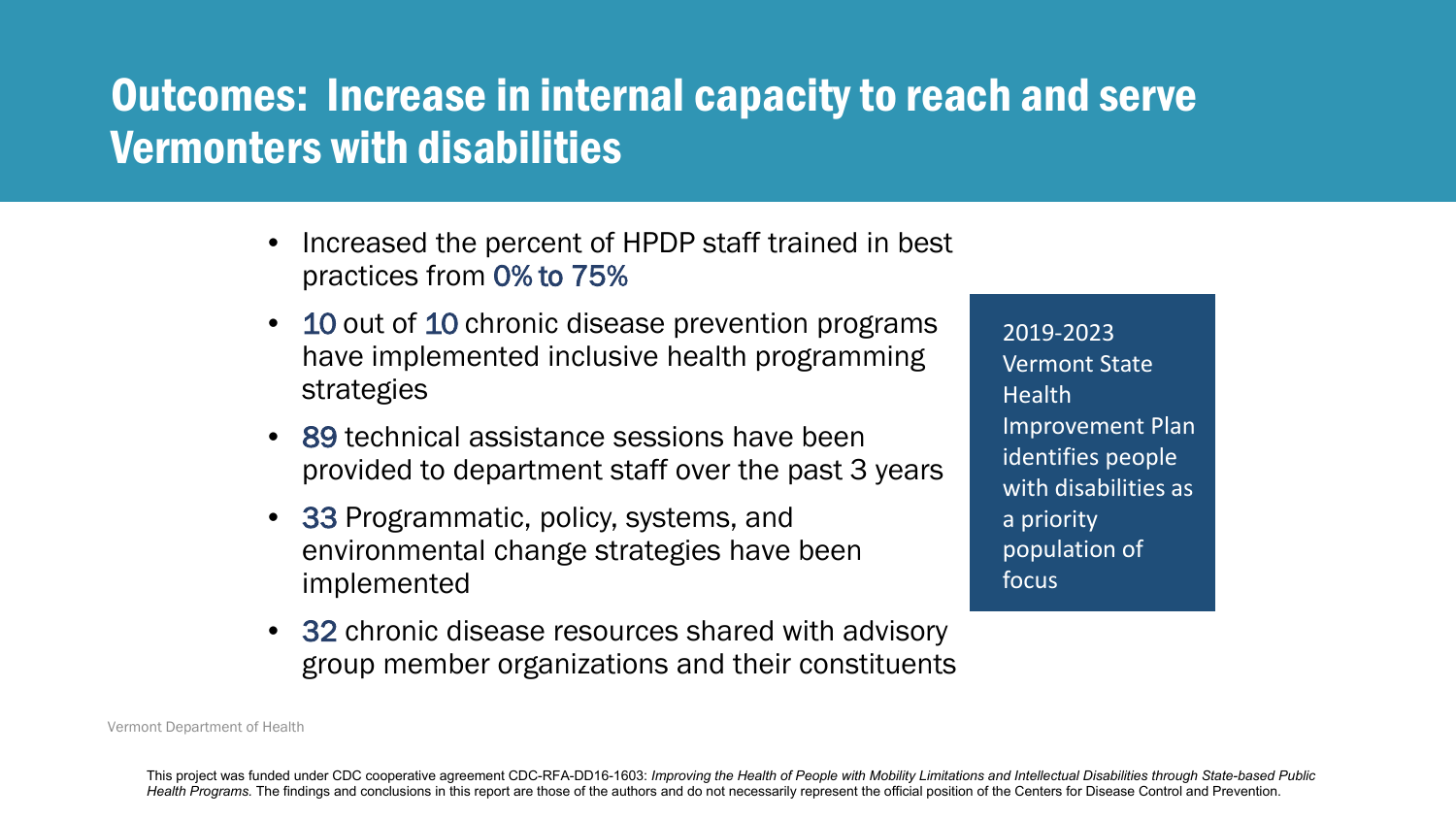# Outcomes: Increase in internal capacity to reach and serve Vermonters with disabilities

- Increased the percent of HPDP staff trained in best practices from 0% to 75%
- 10 out of 10 chronic disease prevention programs have implemented inclusive health programming strategies
- 89 technical assistance sessions have been provided to department staff over the past 3 years
- 33 Programmatic, policy, systems, and environmental change strategies have been implemented
- 32 chronic disease resources shared with advisory group member organizations and their constituents

2019-2023 Vermont State Health Improvement Plan identifies people with disabilities as a priority population of focus

Vermont Department of Health

This project was funded under CDC cooperative agreement CDC-RFA-DD16-1603: *Improving the Health of People with Mobility Limitations and Intellectual Disabilities through State-based Public Health Programs.* The findings and conclusions in this report are those of the authors and do not necessarily represent the official position of the Centers for Disease Control and Prevention.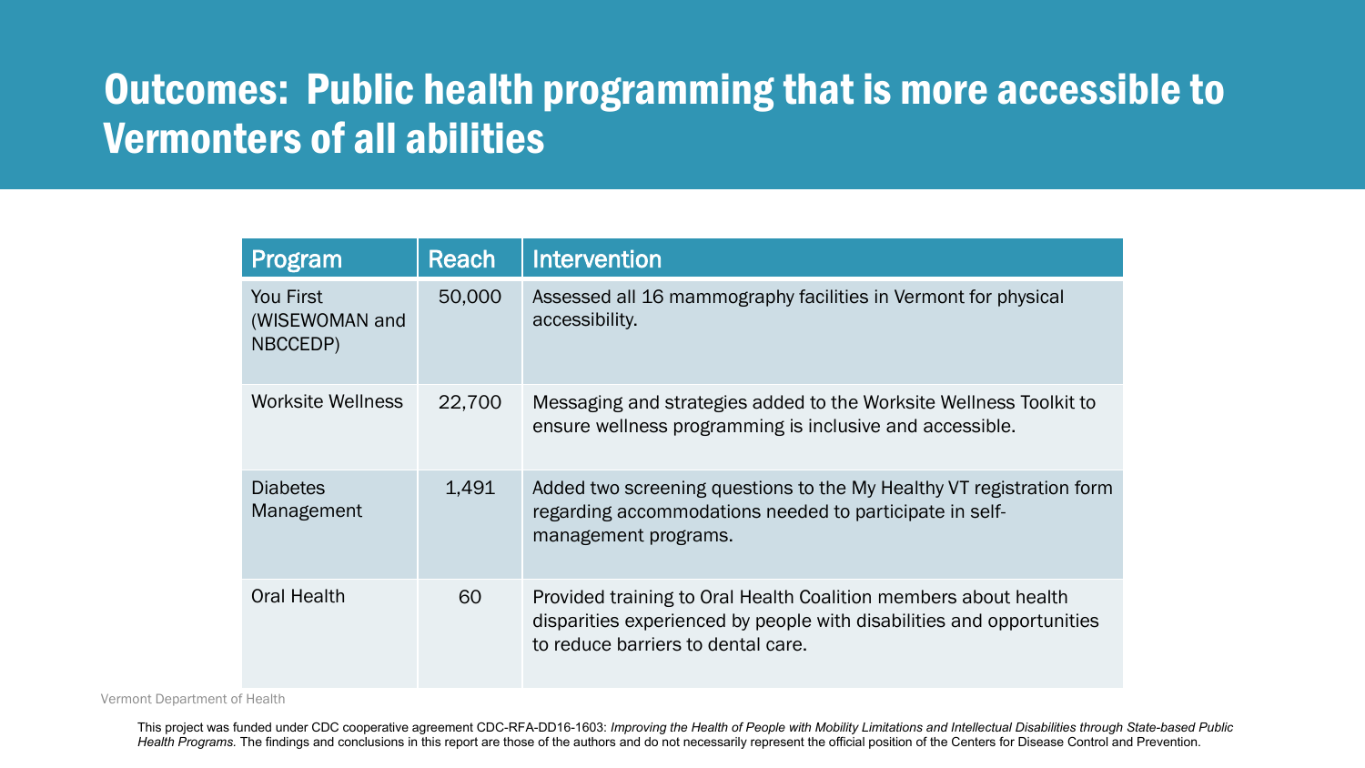# Outcomes: Public health programming that is more accessible to Vermonters of all abilities

| Program | Reach | Intervention |
|---|---|---|
| You First (WISEWOMAN and NBCCEDP) | 50,000 | Assessed all 16 mammography facilities in Vermont for physical accessibility. |
| Worksite Wellness | 22,700 | Messaging and strategies added to the Worksite Wellness Toolkit to ensure wellness programming is inclusive and accessible. |
| Diabetes Management | 1,491 | Added two screening questions to the My Healthy VT registration form regarding accommodations needed to participate in self-management programs. |
| Oral Health | 60 | Provided training to Oral Health Coalition members about health disparities experienced by people with disabilities and opportunities to reduce barriers to dental care. |

This project was funded under CDC cooperative agreement CDC-RFA-DD16-1603: *Improving the Health of People with Mobility Limitations and Intellectual Disabilities through State-based Public Health Programs.* The findings and conclusions in this report are those of the authors and do not necessarily represent the official position of the Centers for Disease Control and Prevention.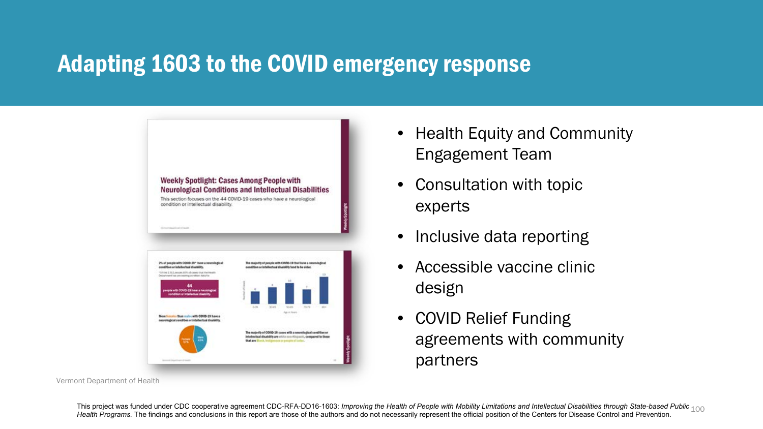# Adapting 1603 to the COVID emergency response

- Health Equity and Community Engagement Team
- Consultation with topic experts
- Inclusive data reporting
- Accessible vaccine clinic design
- COVID Relief Funding agreements with community partners

Vermont Department of Health

This project was funded under CDC cooperative agreement CDC-RFA-DD16-1603: *Improving the Health of People with Mobility Limitations and Intellectual Disabilities through State-based Public Health Programs.* The findings and conclusions in this report are those of the authors and do not necessarily represent the official position of the Centers for Disease Control and Prevention.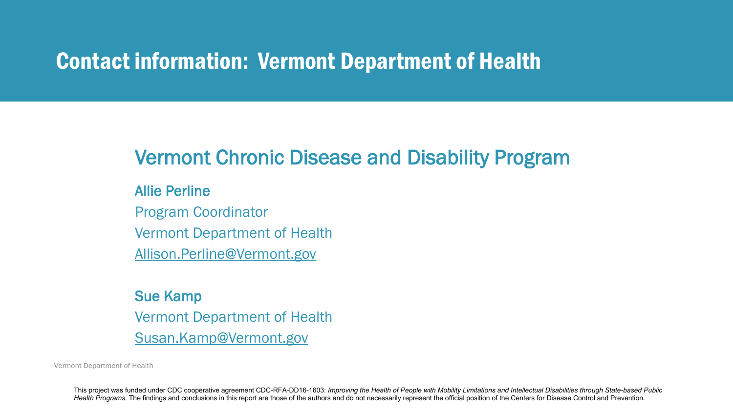# Contact information: Vermont Department of Health

## Vermont Chronic Disease and Disability Program

**Allie Perline**
Program Coordinator
Vermont Department of Health
Allison.Perline@Vermont.gov

**Sue Kamp**
Vermont Department of Health
Susan.Kamp@Vermont.gov

Vermont Department of Health

This project was funded under CDC cooperative agreement CDC-RFA-DD16-1603: *Improving the Health of People with Mobility Limitations and Intellectual Disabilities through State-based Public Health Programs.* The findings and conclusions in this report are those of the authors and do not necessarily represent the official position of the Centers for Disease Control and Prevention.